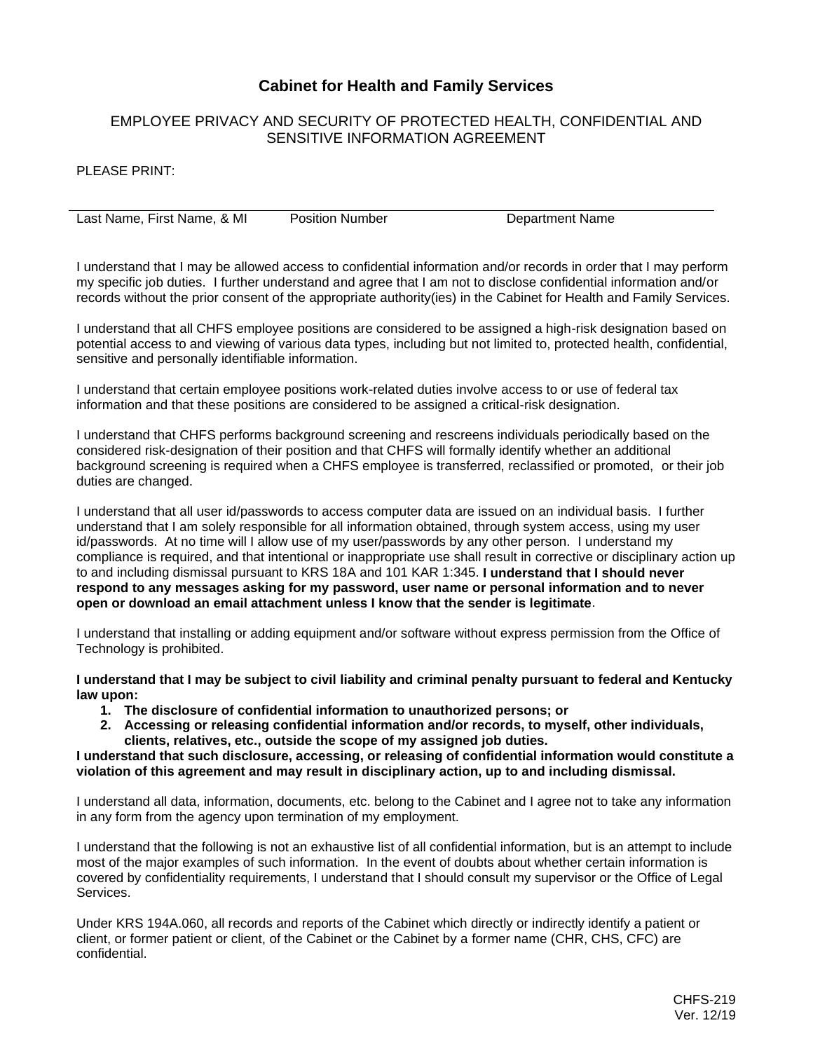## Cabinet for Health and Family Services

EMPLOYEE PRIVACY AND SECURITY OF PROTECTED HEALTH, CONFIDENTIAL AND SENSITIVE INFORMATION AGREEMENT

PLEASE PRINT:

| Last Name, First Name, & MI | Position Number | Department Name |
|---|---|---|
| | | |

I understand that I may be allowed access to confidential information and/or records in order that I may perform my specific job duties. I further understand and agree that I am not to disclose confidential information and/or records without the prior consent of the appropriate authority(ies) in the Cabinet for Health and Family Services.

I understand that all CHFS employee positions are considered to be assigned a high-risk designation based on potential access to and viewing of various data types, including but not limited to, protected health, confidential, sensitive and personally identifiable information.

I understand that certain employee positions work-related duties involve access to or use of federal tax information and that these positions are considered to be assigned a critical-risk designation.

I understand that CHFS performs background screening and rescreens individuals periodically based on the considered risk-designation of their position and that CHFS will formally identify whether an additional background screening is required when a CHFS employee is transferred, reclassified or promoted, or their job duties are changed.

I understand that all user id/passwords to access computer data are issued on an individual basis. I further understand that I am solely responsible for all information obtained, through system access, using my user id/passwords. At no time will I allow use of my user/passwords by any other person. I understand my compliance is required, and that intentional or inappropriate use shall result in corrective or disciplinary action up to and including dismissal pursuant to KRS 18A and 101 KAR 1:345. **I understand that I should never respond to any messages asking for my password, user name or personal information and to never open or download an email attachment unless I know that the sender is legitimate**.

I understand that installing or adding equipment and/or software without express permission from the Office of Technology is prohibited.

**I understand that I may be subject to civil liability and criminal penalty pursuant to federal and Kentucky law upon:**

1. **The disclosure of confidential information to unauthorized persons; or**
2. **Accessing or releasing confidential information and/or records, to myself, other individuals, clients, relatives, etc., outside the scope of my assigned job duties.**

**I understand that such disclosure, accessing, or releasing of confidential information would constitute a violation of this agreement and may result in disciplinary action, up to and including dismissal.**

I understand all data, information, documents, etc. belong to the Cabinet and I agree not to take any information in any form from the agency upon termination of my employment.

I understand that the following is not an exhaustive list of all confidential information, but is an attempt to include most of the major examples of such information. In the event of doubts about whether certain information is covered by confidentiality requirements, I understand that I should consult my supervisor or the Office of Legal Services.

Under KRS 194A.060, all records and reports of the Cabinet which directly or indirectly identify a patient or client, or former patient or client, of the Cabinet or the Cabinet by a former name (CHR, CHS, CFC) are confidential.

CHFS-219
Ver. 12/19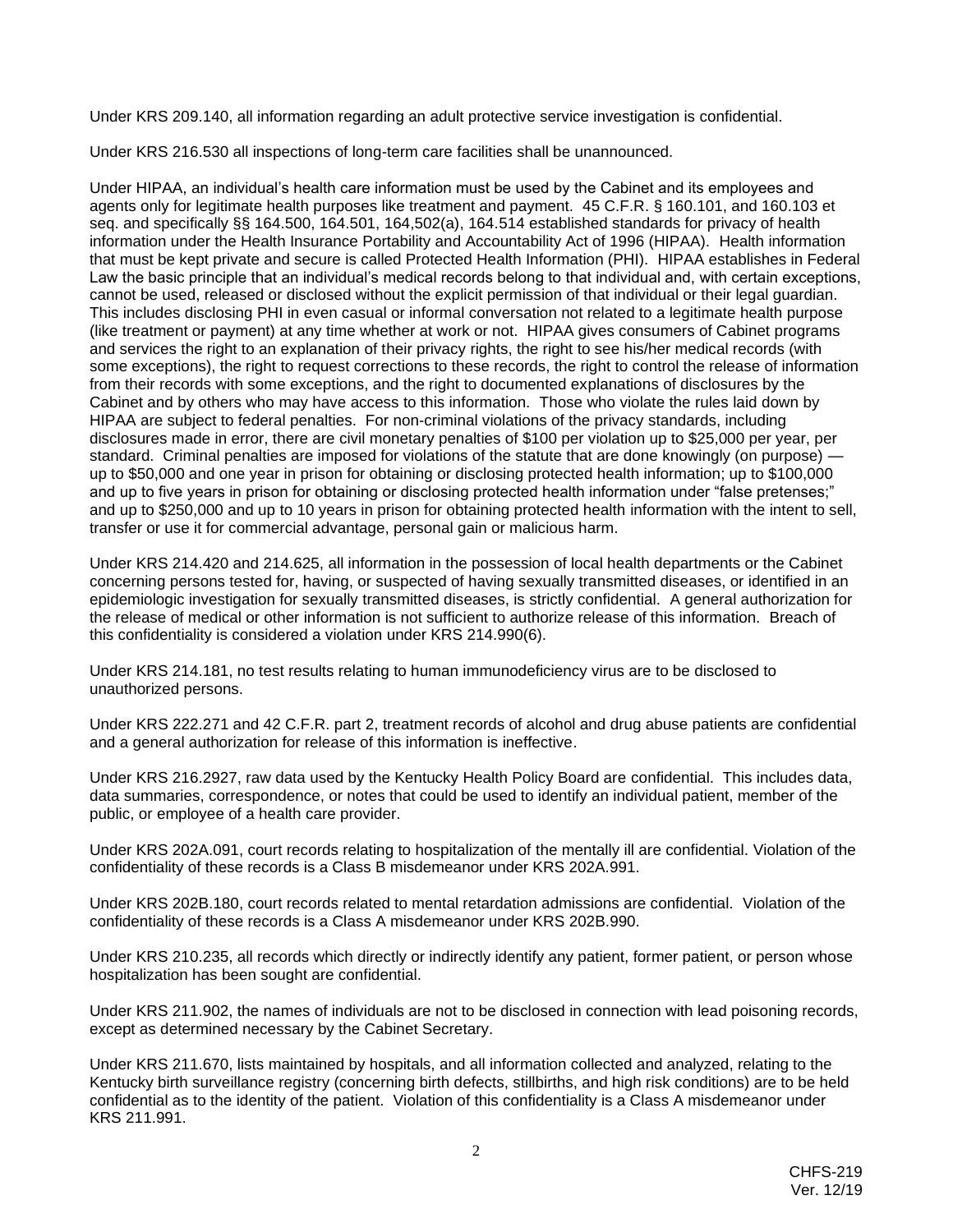Under KRS 209.140, all information regarding an adult protective service investigation is confidential.

Under KRS 216.530 all inspections of long-term care facilities shall be unannounced.

Under HIPAA, an individual's health care information must be used by the Cabinet and its employees and agents only for legitimate health purposes like treatment and payment. 45 C.F.R. § 160.101, and 160.103 et seq. and specifically §§ 164.500, 164.501, 164,502(a), 164.514 established standards for privacy of health information under the Health Insurance Portability and Accountability Act of 1996 (HIPAA). Health information that must be kept private and secure is called Protected Health Information (PHI). HIPAA establishes in Federal Law the basic principle that an individual's medical records belong to that individual and, with certain exceptions, cannot be used, released or disclosed without the explicit permission of that individual or their legal guardian. This includes disclosing PHI in even casual or informal conversation not related to a legitimate health purpose (like treatment or payment) at any time whether at work or not. HIPAA gives consumers of Cabinet programs and services the right to an explanation of their privacy rights, the right to see his/her medical records (with some exceptions), the right to request corrections to these records, the right to control the release of information from their records with some exceptions, and the right to documented explanations of disclosures by the Cabinet and by others who may have access to this information. Those who violate the rules laid down by HIPAA are subject to federal penalties. For non-criminal violations of the privacy standards, including disclosures made in error, there are civil monetary penalties of $100 per violation up to $25,000 per year, per standard. Criminal penalties are imposed for violations of the statute that are done knowingly (on purpose) — up to $50,000 and one year in prison for obtaining or disclosing protected health information; up to $100,000 and up to five years in prison for obtaining or disclosing protected health information under "false pretenses;" and up to $250,000 and up to 10 years in prison for obtaining protected health information with the intent to sell, transfer or use it for commercial advantage, personal gain or malicious harm.

Under KRS 214.420 and 214.625, all information in the possession of local health departments or the Cabinet concerning persons tested for, having, or suspected of having sexually transmitted diseases, or identified in an epidemiologic investigation for sexually transmitted diseases, is strictly confidential. A general authorization for the release of medical or other information is not sufficient to authorize release of this information. Breach of this confidentiality is considered a violation under KRS 214.990(6).

Under KRS 214.181, no test results relating to human immunodeficiency virus are to be disclosed to unauthorized persons.

Under KRS 222.271 and 42 C.F.R. part 2, treatment records of alcohol and drug abuse patients are confidential and a general authorization for release of this information is ineffective.

Under KRS 216.2927, raw data used by the Kentucky Health Policy Board are confidential. This includes data, data summaries, correspondence, or notes that could be used to identify an individual patient, member of the public, or employee of a health care provider.

Under KRS 202A.091, court records relating to hospitalization of the mentally ill are confidential. Violation of the confidentiality of these records is a Class B misdemeanor under KRS 202A.991.

Under KRS 202B.180, court records related to mental retardation admissions are confidential. Violation of the confidentiality of these records is a Class A misdemeanor under KRS 202B.990.

Under KRS 210.235, all records which directly or indirectly identify any patient, former patient, or person whose hospitalization has been sought are confidential.

Under KRS 211.902, the names of individuals are not to be disclosed in connection with lead poisoning records, except as determined necessary by the Cabinet Secretary.

Under KRS 211.670, lists maintained by hospitals, and all information collected and analyzed, relating to the Kentucky birth surveillance registry (concerning birth defects, stillbirths, and high risk conditions) are to be held confidential as to the identity of the patient. Violation of this confidentiality is a Class A misdemeanor under KRS 211.991.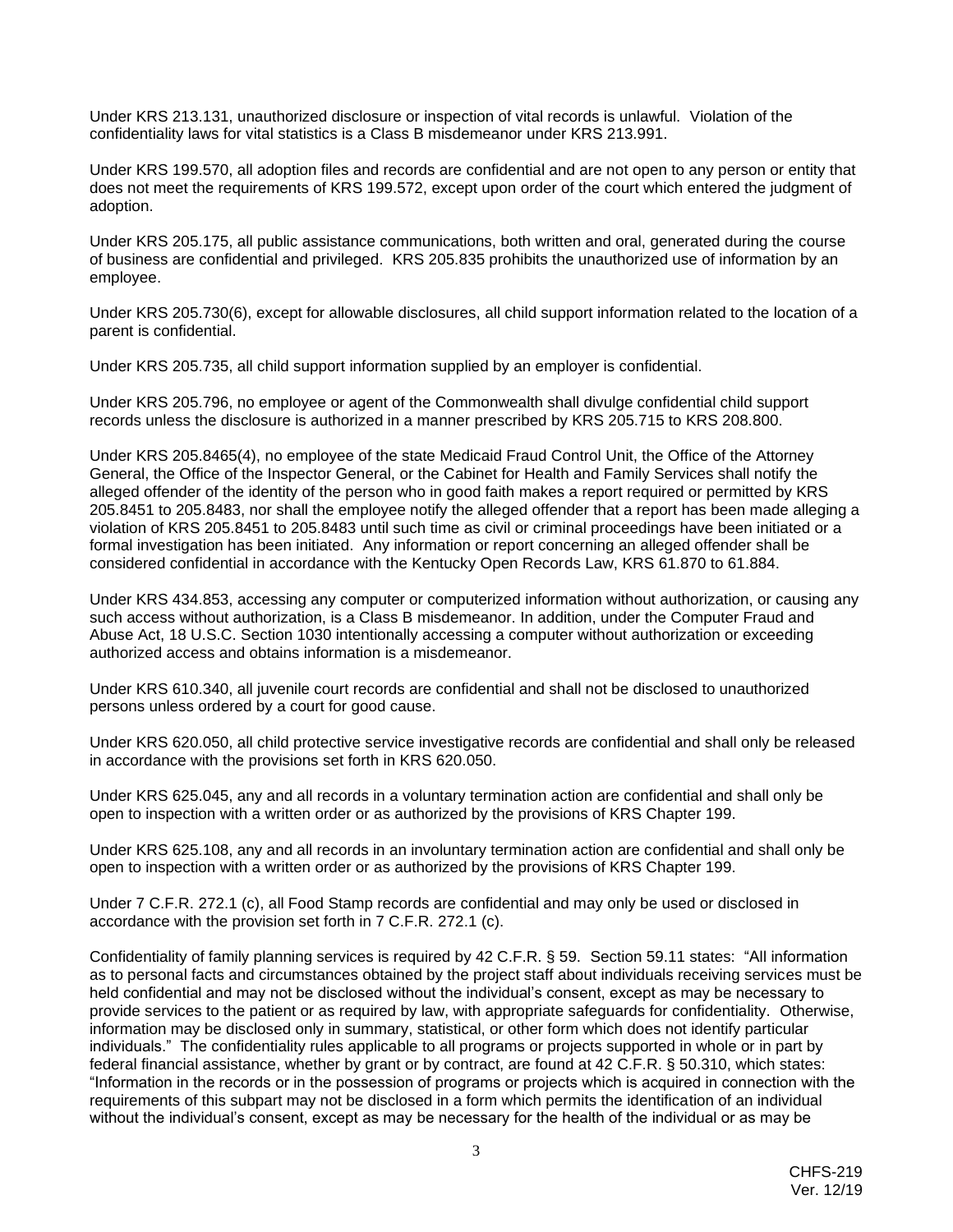Under KRS 213.131, unauthorized disclosure or inspection of vital records is unlawful. Violation of the confidentiality laws for vital statistics is a Class B misdemeanor under KRS 213.991.

Under KRS 199.570, all adoption files and records are confidential and are not open to any person or entity that does not meet the requirements of KRS 199.572, except upon order of the court which entered the judgment of adoption.

Under KRS 205.175, all public assistance communications, both written and oral, generated during the course of business are confidential and privileged. KRS 205.835 prohibits the unauthorized use of information by an employee.

Under KRS 205.730(6), except for allowable disclosures, all child support information related to the location of a parent is confidential.

Under KRS 205.735, all child support information supplied by an employer is confidential.

Under KRS 205.796, no employee or agent of the Commonwealth shall divulge confidential child support records unless the disclosure is authorized in a manner prescribed by KRS 205.715 to KRS 208.800.

Under KRS 205.8465(4), no employee of the state Medicaid Fraud Control Unit, the Office of the Attorney General, the Office of the Inspector General, or the Cabinet for Health and Family Services shall notify the alleged offender of the identity of the person who in good faith makes a report required or permitted by KRS 205.8451 to 205.8483, nor shall the employee notify the alleged offender that a report has been made alleging a violation of KRS 205.8451 to 205.8483 until such time as civil or criminal proceedings have been initiated or a formal investigation has been initiated. Any information or report concerning an alleged offender shall be considered confidential in accordance with the Kentucky Open Records Law, KRS 61.870 to 61.884.

Under KRS 434.853, accessing any computer or computerized information without authorization, or causing any such access without authorization, is a Class B misdemeanor. In addition, under the Computer Fraud and Abuse Act, 18 U.S.C. Section 1030 intentionally accessing a computer without authorization or exceeding authorized access and obtains information is a misdemeanor.

Under KRS 610.340, all juvenile court records are confidential and shall not be disclosed to unauthorized persons unless ordered by a court for good cause.

Under KRS 620.050, all child protective service investigative records are confidential and shall only be released in accordance with the provisions set forth in KRS 620.050.

Under KRS 625.045, any and all records in a voluntary termination action are confidential and shall only be open to inspection with a written order or as authorized by the provisions of KRS Chapter 199.

Under KRS 625.108, any and all records in an involuntary termination action are confidential and shall only be open to inspection with a written order or as authorized by the provisions of KRS Chapter 199.

Under 7 C.F.R. 272.1 (c), all Food Stamp records are confidential and may only be used or disclosed in accordance with the provision set forth in 7 C.F.R. 272.1 (c).

Confidentiality of family planning services is required by 42 C.F.R. § 59. Section 59.11 states: "All information as to personal facts and circumstances obtained by the project staff about individuals receiving services must be held confidential and may not be disclosed without the individual's consent, except as may be necessary to provide services to the patient or as required by law, with appropriate safeguards for confidentiality. Otherwise, information may be disclosed only in summary, statistical, or other form which does not identify particular individuals." The confidentiality rules applicable to all programs or projects supported in whole or in part by federal financial assistance, whether by grant or by contract, are found at 42 C.F.R. § 50.310, which states: "Information in the records or in the possession of programs or projects which is acquired in connection with the requirements of this subpart may not be disclosed in a form which permits the identification of an individual without the individual's consent, except as may be necessary for the health of the individual or as may be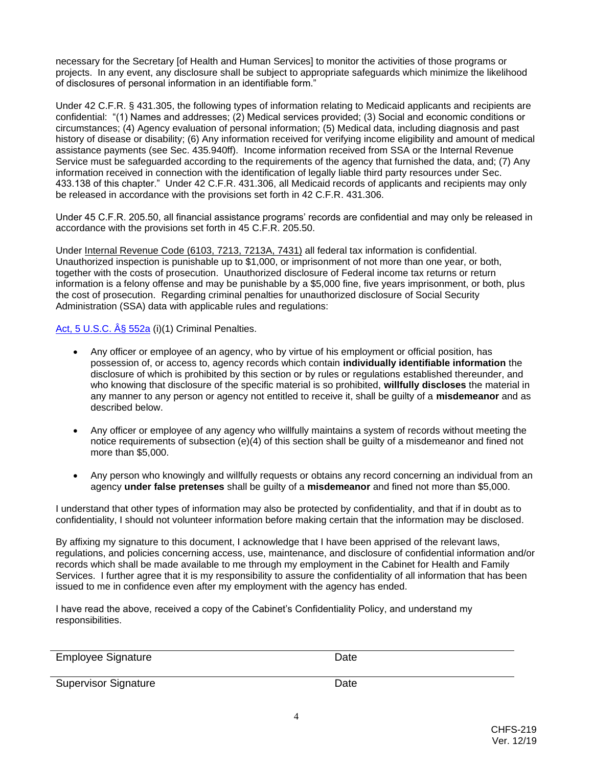necessary for the Secretary [of Health and Human Services] to monitor the activities of those programs or projects. In any event, any disclosure shall be subject to appropriate safeguards which minimize the likelihood of disclosures of personal information in an identifiable form."

Under 42 C.F.R. § 431.305, the following types of information relating to Medicaid applicants and recipients are confidential: "(1) Names and addresses; (2) Medical services provided; (3) Social and economic conditions or circumstances; (4) Agency evaluation of personal information; (5) Medical data, including diagnosis and past history of disease or disability; (6) Any information received for verifying income eligibility and amount of medical assistance payments (see Sec. 435.940ff). Income information received from SSA or the Internal Revenue Service must be safeguarded according to the requirements of the agency that furnished the data, and; (7) Any information received in connection with the identification of legally liable third party resources under Sec. 433.138 of this chapter." Under 42 C.F.R. 431.306, all Medicaid records of applicants and recipients may only be released in accordance with the provisions set forth in 42 C.F.R. 431.306.

Under 45 C.F.R. 205.50, all financial assistance programs' records are confidential and may only be released in accordance with the provisions set forth in 45 C.F.R. 205.50.

Under Internal Revenue Code (6103, 7213, 7213A, 7431) all federal tax information is confidential. Unauthorized inspection is punishable up to $1,000, or imprisonment of not more than one year, or both, together with the costs of prosecution. Unauthorized disclosure of Federal income tax returns or return information is a felony offense and may be punishable by a $5,000 fine, five years imprisonment, or both, plus the cost of prosecution. Regarding criminal penalties for unauthorized disclosure of Social Security Administration (SSA) data with applicable rules and regulations:

Act, 5 U.S.C. Â§ 552a (i)(1) Criminal Penalties.

- Any officer or employee of an agency, who by virtue of his employment or official position, has possession of, or access to, agency records which contain **individually identifiable information** the disclosure of which is prohibited by this section or by rules or regulations established thereunder, and who knowing that disclosure of the specific material is so prohibited, **willfully discloses** the material in any manner to any person or agency not entitled to receive it, shall be guilty of a **misdemeanor** and as described below.

- Any officer or employee of any agency who willfully maintains a system of records without meeting the notice requirements of subsection (e)(4) of this section shall be guilty of a misdemeanor and fined not more than $5,000.

- Any person who knowingly and willfully requests or obtains any record concerning an individual from an agency **under false pretenses** shall be guilty of a **misdemeanor** and fined not more than $5,000.

I understand that other types of information may also be protected by confidentiality, and that if in doubt as to confidentiality, I should not volunteer information before making certain that the information may be disclosed.

By affixing my signature to this document, I acknowledge that I have been apprised of the relevant laws, regulations, and policies concerning access, use, maintenance, and disclosure of confidential information and/or records which shall be made available to me through my employment in the Cabinet for Health and Family Services. I further agree that it is my responsibility to assure the confidentiality of all information that has been issued to me in confidence even after my employment with the agency has ended.

I have read the above, received a copy of the Cabinet's Confidentiality Policy, and understand my responsibilities.

Employee Signature　　　　　　　　　　Date

Supervisor Signature　　　　　　　　　　Date

CHFS-219
Ver. 12/19